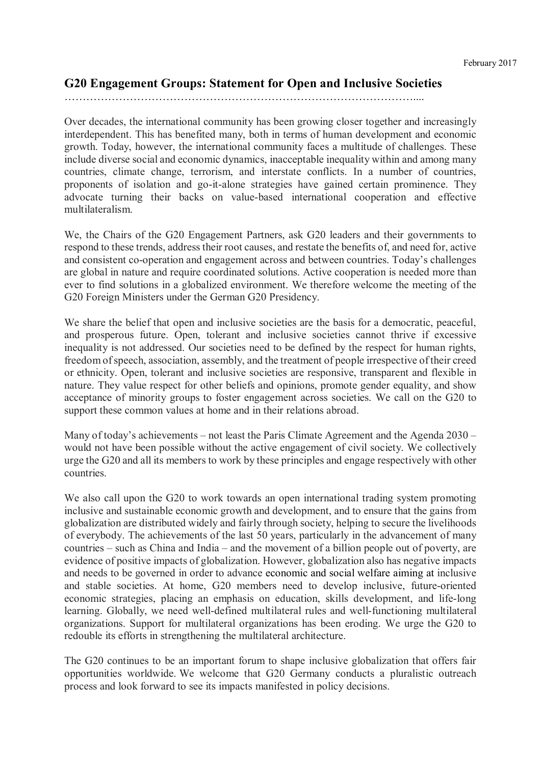February 2017

## G20 Engagement Groups: Statement for Open and Inclusive Societies

…………………………………………………………………………………....

Over decades, the international community has been growing closer together and increasingly interdependent. This has benefited many, both in terms of human development and economic growth. Today, however, the international community faces a multitude of challenges. These include diverse social and economic dynamics, inacceptable inequality within and among many countries, climate change, terrorism, and interstate conflicts. In a number of countries, proponents of isolation and go-it-alone strategies have gained certain prominence. They advocate turning their backs on value-based international cooperation and effective multilateralism.

We, the Chairs of the G20 Engagement Partners, ask G20 leaders and their governments to respond to these trends, address their root causes, and restate the benefits of, and need for, active and consistent co-operation and engagement across and between countries. Today's challenges are global in nature and require coordinated solutions. Active cooperation is needed more than ever to find solutions in a globalized environment. We therefore welcome the meeting of the G20 Foreign Ministers under the German G20 Presidency.

We share the belief that open and inclusive societies are the basis for a democratic, peaceful, and prosperous future. Open, tolerant and inclusive societies cannot thrive if excessive inequality is not addressed. Our societies need to be defined by the respect for human rights, freedom of speech, association, assembly, and the treatment of people irrespective of their creed or ethnicity. Open, tolerant and inclusive societies are responsive, transparent and flexible in nature. They value respect for other beliefs and opinions, promote gender equality, and show acceptance of minority groups to foster engagement across societies. We call on the G20 to support these common values at home and in their relations abroad.

Many of today's achievements – not least the Paris Climate Agreement and the Agenda 2030 – would not have been possible without the active engagement of civil society. We collectively urge the G20 and all its members to work by these principles and engage respectively with other countries.

We also call upon the G20 to work towards an open international trading system promoting inclusive and sustainable economic growth and development, and to ensure that the gains from globalization are distributed widely and fairly through society, helping to secure the livelihoods of everybody. The achievements of the last 50 years, particularly in the advancement of many countries – such as China and India – and the movement of a billion people out of poverty, are evidence of positive impacts of globalization. However, globalization also has negative impacts and needs to be governed in order to advance economic and social welfare aiming at inclusive and stable societies. At home, G20 members need to develop inclusive, future-oriented economic strategies, placing an emphasis on education, skills development, and life-long learning. Globally, we need well-defined multilateral rules and well-functioning multilateral organizations. Support for multilateral organizations has been eroding. We urge the G20 to redouble its efforts in strengthening the multilateral architecture.

The G20 continues to be an important forum to shape inclusive globalization that offers fair opportunities worldwide. We welcome that G20 Germany conducts a pluralistic outreach process and look forward to see its impacts manifested in policy decisions.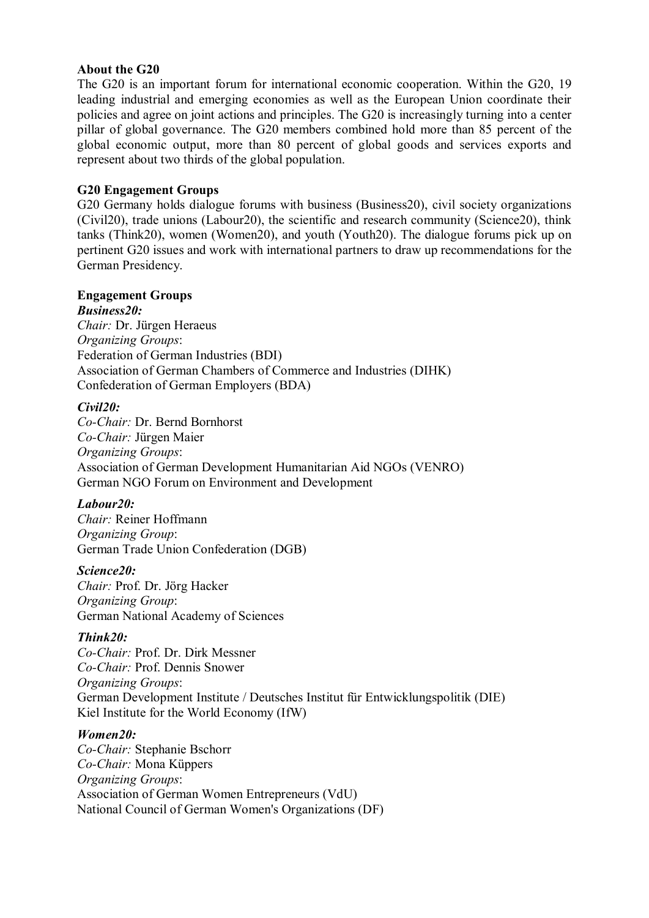**About the G20**

The G20 is an important forum for international economic cooperation. Within the G20, 19 leading industrial and emerging economies as well as the European Union coordinate their policies and agree on joint actions and principles. The G20 is increasingly turning into a center pillar of global governance. The G20 members combined hold more than 85 percent of the global economic output, more than 80 percent of global goods and services exports and represent about two thirds of the global population.

**G20 Engagement Groups**

G20 Germany holds dialogue forums with business (Business20), civil society organizations (Civil20), trade unions (Labour20), the scientific and research community (Science20), think tanks (Think20), women (Women20), and youth (Youth20). The dialogue forums pick up on pertinent G20 issues and work with international partners to draw up recommendations for the German Presidency.

**Engagement Groups**

***Business20:***
*Chair:* Dr. Jürgen Heraeus
*Organizing Groups*:
Federation of German Industries (BDI)
Association of German Chambers of Commerce and Industries (DIHK)
Confederation of German Employers (BDA)

***Civil20:***
*Co-Chair:* Dr. Bernd Bornhorst
*Co-Chair:* Jürgen Maier
*Organizing Groups*:
Association of German Development Humanitarian Aid NGOs (VENRO)
German NGO Forum on Environment and Development

***Labour20:***
*Chair:* Reiner Hoffmann
*Organizing Group*:
German Trade Union Confederation (DGB)

***Science20:***
*Chair:* Prof. Dr. Jörg Hacker
*Organizing Group*:
German National Academy of Sciences

***Think20:***
*Co-Chair:* Prof. Dr. Dirk Messner
*Co-Chair:* Prof. Dennis Snower
*Organizing Groups*:
German Development Institute / Deutsches Institut für Entwicklungspolitik (DIE)
Kiel Institute for the World Economy (IfW)

***Women20:***
*Co-Chair:* Stephanie Bschorr
*Co-Chair:* Mona Küppers
*Organizing Groups*:
Association of German Women Entrepreneurs (VdU)
National Council of German Women's Organizations (DF)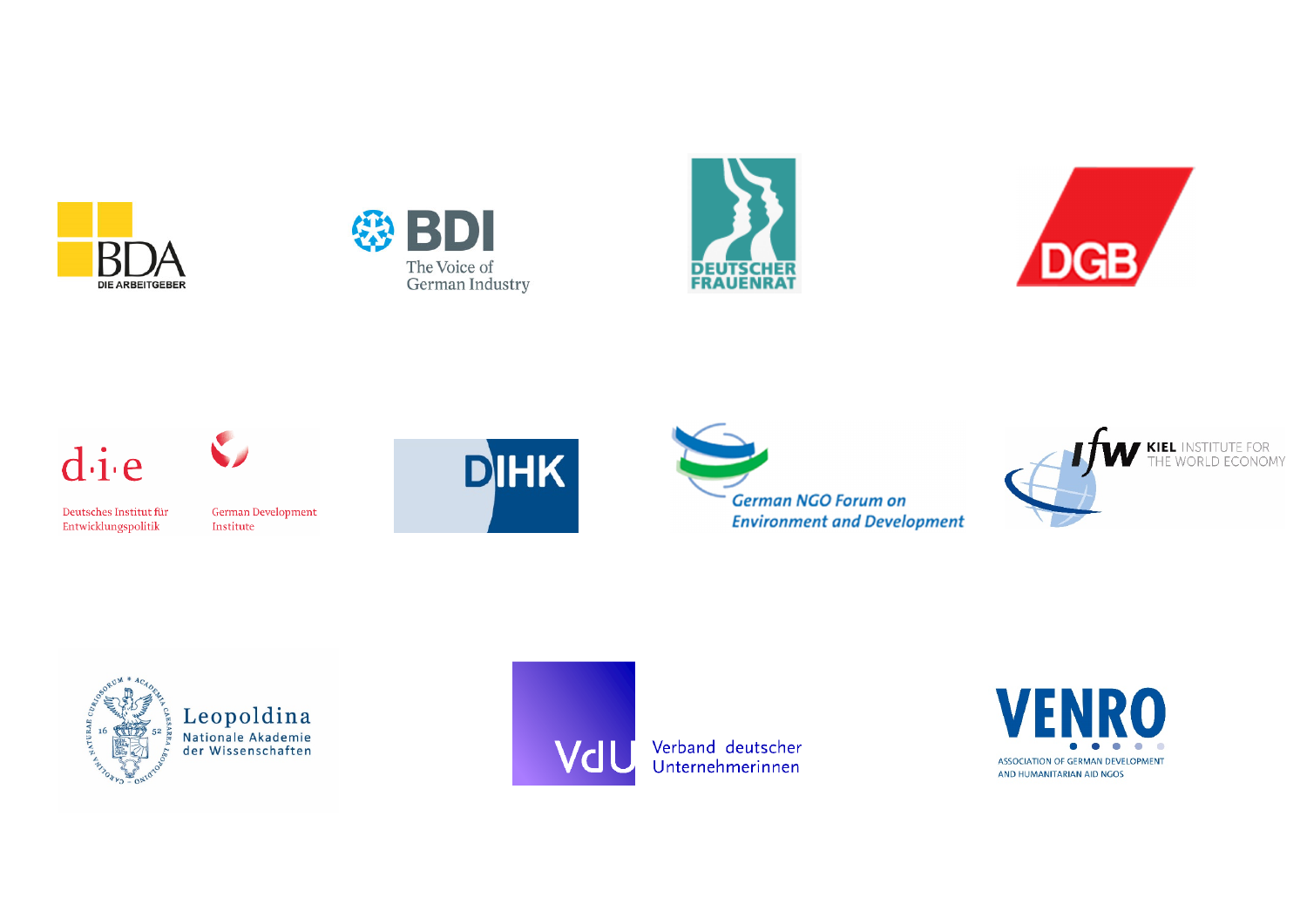BDA
DIE ARBEITGEBER

BDI
The Voice of
German Industry

DEUTSCHER
FRAUENRAT

DGB

d·i·e
Deutsches Institut für
Entwicklungspolitik

German Development
Institute

DIHK

German NGO Forum on
Environment and Development

ifw KIEL INSTITUTE FOR
THE WORLD ECONOMY

Leopoldina
Nationale Akademie
der Wissenschaften

VdU
Verband deutscher
Unternehmerinnen

VENRO
ASSOCIATION OF GERMAN DEVELOPMENT
AND HUMANITARIAN AID NGOS